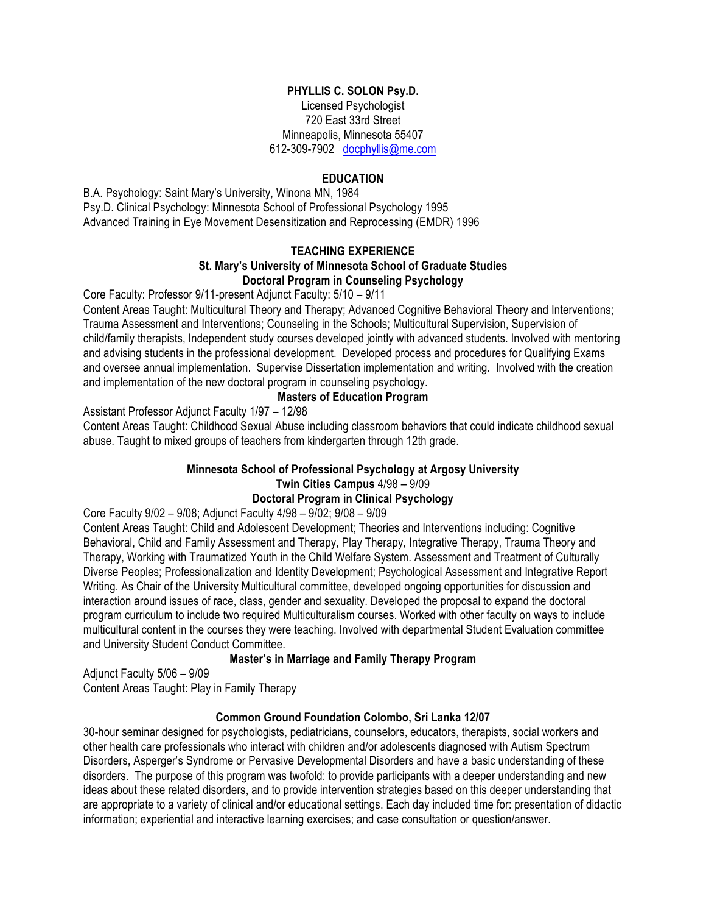**PHYLLIS C. SOLON Psy.D.**
Licensed Psychologist
720 East 33rd Street
Minneapolis, Minnesota 55407
612-309-7902 docphyllis@me.com

## EDUCATION

B.A. Psychology: Saint Mary's University, Winona MN, 1984
Psy.D. Clinical Psychology: Minnesota School of Professional Psychology 1995
Advanced Training in Eye Movement Desensitization and Reprocessing (EMDR) 1996

## TEACHING EXPERIENCE

### St. Mary's University of Minnesota School of Graduate Studies
### Doctoral Program in Counseling Psychology

Core Faculty: Professor 9/11-present Adjunct Faculty: 5/10 – 9/11
Content Areas Taught: Multicultural Theory and Therapy; Advanced Cognitive Behavioral Theory and Interventions; Trauma Assessment and Interventions; Counseling in the Schools; Multicultural Supervision, Supervision of child/family therapists, Independent study courses developed jointly with advanced students. Involved with mentoring and advising students in the professional development. Developed process and procedures for Qualifying Exams and oversee annual implementation. Supervise Dissertation implementation and writing. Involved with the creation and implementation of the new doctoral program in counseling psychology.

### Masters of Education Program

Assistant Professor Adjunct Faculty 1/97 – 12/98
Content Areas Taught: Childhood Sexual Abuse including classroom behaviors that could indicate childhood sexual abuse. Taught to mixed groups of teachers from kindergarten through 12th grade.

### Minnesota School of Professional Psychology at Argosy University
**Twin Cities Campus** 4/98 – 9/09
### Doctoral Program in Clinical Psychology

Core Faculty 9/02 – 9/08; Adjunct Faculty 4/98 – 9/02; 9/08 – 9/09
Content Areas Taught: Child and Adolescent Development; Theories and Interventions including: Cognitive Behavioral, Child and Family Assessment and Therapy, Play Therapy, Integrative Therapy, Trauma Theory and Therapy, Working with Traumatized Youth in the Child Welfare System. Assessment and Treatment of Culturally Diverse Peoples; Professionalization and Identity Development; Psychological Assessment and Integrative Report Writing. As Chair of the University Multicultural committee, developed ongoing opportunities for discussion and interaction around issues of race, class, gender and sexuality. Developed the proposal to expand the doctoral program curriculum to include two required Multiculturalism courses. Worked with other faculty on ways to include multicultural content in the courses they were teaching. Involved with departmental Student Evaluation committee and University Student Conduct Committee.

### Master's in Marriage and Family Therapy Program

Adjunct Faculty 5/06 – 9/09
Content Areas Taught: Play in Family Therapy

### Common Ground Foundation Colombo, Sri Lanka 12/07

30-hour seminar designed for psychologists, pediatricians, counselors, educators, therapists, social workers and other health care professionals who interact with children and/or adolescents diagnosed with Autism Spectrum Disorders, Asperger's Syndrome or Pervasive Developmental Disorders and have a basic understanding of these disorders. The purpose of this program was twofold: to provide participants with a deeper understanding and new ideas about these related disorders, and to provide intervention strategies based on this deeper understanding that are appropriate to a variety of clinical and/or educational settings. Each day included time for: presentation of didactic information; experiential and interactive learning exercises; and case consultation or question/answer.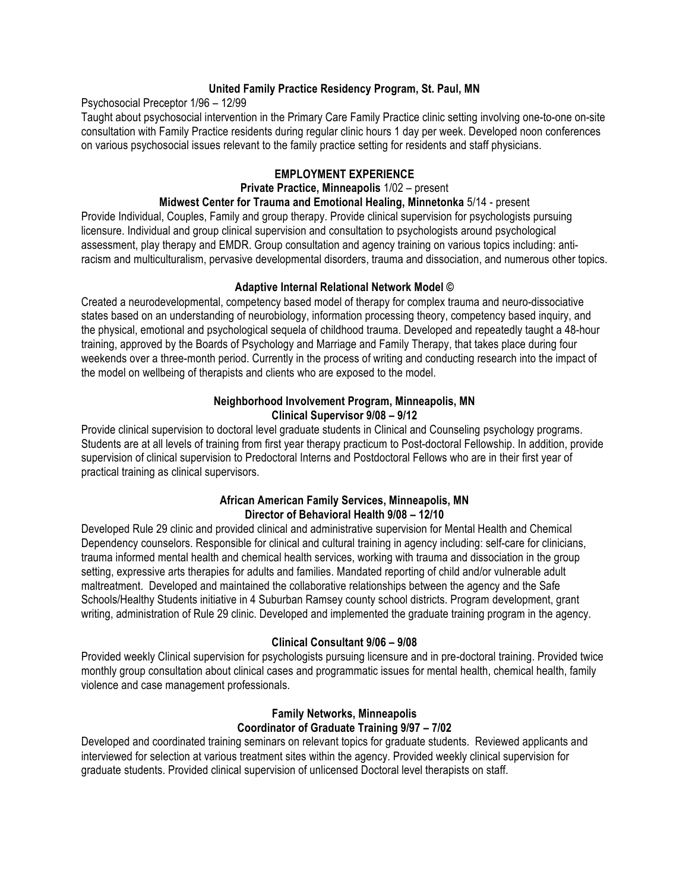**United Family Practice Residency Program, St. Paul, MN**

Psychosocial Preceptor 1/96 – 12/99

Taught about psychosocial intervention in the Primary Care Family Practice clinic setting involving one-to-one on-site consultation with Family Practice residents during regular clinic hours 1 day per week. Developed noon conferences on various psychosocial issues relevant to the family practice setting for residents and staff physicians.

## EMPLOYMENT EXPERIENCE

**Private Practice, Minneapolis** 1/02 – present

**Midwest Center for Trauma and Emotional Healing, Minnetonka** 5/14 - present

Provide Individual, Couples, Family and group therapy. Provide clinical supervision for psychologists pursuing licensure. Individual and group clinical supervision and consultation to psychologists around psychological assessment, play therapy and EMDR. Group consultation and agency training on various topics including: anti-racism and multiculturalism, pervasive developmental disorders, trauma and dissociation, and numerous other topics.

**Adaptive Internal Relational Network Model ©**

Created a neurodevelopmental, competency based model of therapy for complex trauma and neuro-dissociative states based on an understanding of neurobiology, information processing theory, competency based inquiry, and the physical, emotional and psychological sequela of childhood trauma. Developed and repeatedly taught a 48-hour training, approved by the Boards of Psychology and Marriage and Family Therapy, that takes place during four weekends over a three-month period. Currently in the process of writing and conducting research into the impact of the model on wellbeing of therapists and clients who are exposed to the model.

**Neighborhood Involvement Program, Minneapolis, MN**
**Clinical Supervisor 9/08 – 9/12**

Provide clinical supervision to doctoral level graduate students in Clinical and Counseling psychology programs. Students are at all levels of training from first year therapy practicum to Post-doctoral Fellowship. In addition, provide supervision of clinical supervision to Predoctoral Interns and Postdoctoral Fellows who are in their first year of practical training as clinical supervisors.

**African American Family Services, Minneapolis, MN**
**Director of Behavioral Health 9/08 – 12/10**

Developed Rule 29 clinic and provided clinical and administrative supervision for Mental Health and Chemical Dependency counselors. Responsible for clinical and cultural training in agency including: self-care for clinicians, trauma informed mental health and chemical health services, working with trauma and dissociation in the group setting, expressive arts therapies for adults and families. Mandated reporting of child and/or vulnerable adult maltreatment. Developed and maintained the collaborative relationships between the agency and the Safe Schools/Healthy Students initiative in 4 Suburban Ramsey county school districts. Program development, grant writing, administration of Rule 29 clinic. Developed and implemented the graduate training program in the agency.

**Clinical Consultant 9/06 – 9/08**

Provided weekly Clinical supervision for psychologists pursuing licensure and in pre-doctoral training. Provided twice monthly group consultation about clinical cases and programmatic issues for mental health, chemical health, family violence and case management professionals.

**Family Networks, Minneapolis**
**Coordinator of Graduate Training 9/97 – 7/02**

Developed and coordinated training seminars on relevant topics for graduate students. Reviewed applicants and interviewed for selection at various treatment sites within the agency. Provided weekly clinical supervision for graduate students. Provided clinical supervision of unlicensed Doctoral level therapists on staff.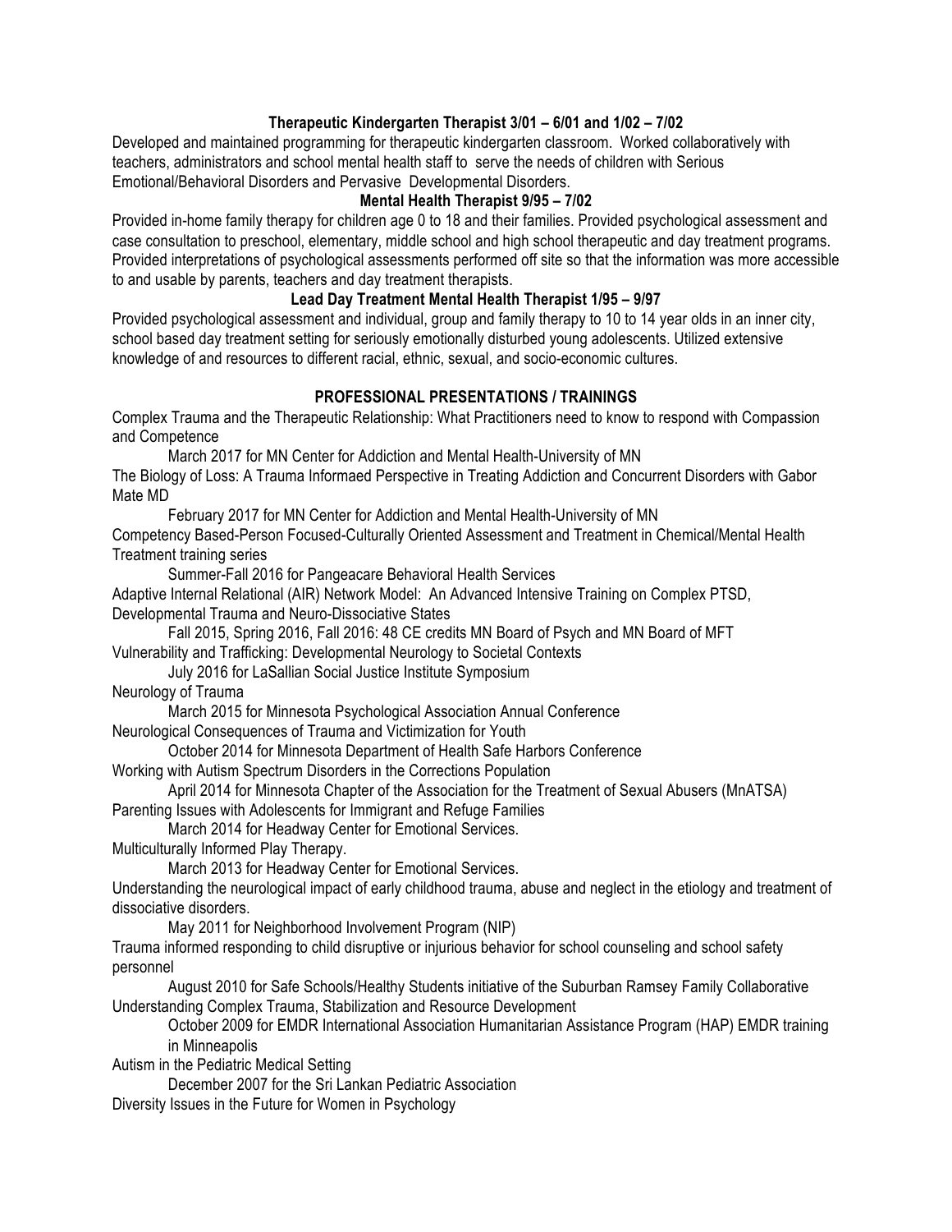**Therapeutic Kindergarten Therapist 3/01 – 6/01 and 1/02 – 7/02**

Developed and maintained programming for therapeutic kindergarten classroom. Worked collaboratively with teachers, administrators and school mental health staff to serve the needs of children with Serious Emotional/Behavioral Disorders and Pervasive Developmental Disorders.

**Mental Health Therapist 9/95 – 7/02**

Provided in-home family therapy for children age 0 to 18 and their families. Provided psychological assessment and case consultation to preschool, elementary, middle school and high school therapeutic and day treatment programs. Provided interpretations of psychological assessments performed off site so that the information was more accessible to and usable by parents, teachers and day treatment therapists.

**Lead Day Treatment Mental Health Therapist 1/95 – 9/97**

Provided psychological assessment and individual, group and family therapy to 10 to 14 year olds in an inner city, school based day treatment setting for seriously emotionally disturbed young adolescents. Utilized extensive knowledge of and resources to different racial, ethnic, sexual, and socio-economic cultures.

## PROFESSIONAL PRESENTATIONS / TRAININGS

Complex Trauma and the Therapeutic Relationship: What Practitioners need to know to respond with Compassion and Competence

  March 2017 for MN Center for Addiction and Mental Health-University of MN

The Biology of Loss: A Trauma Informaed Perspective in Treating Addiction and Concurrent Disorders with Gabor Mate MD

  February 2017 for MN Center for Addiction and Mental Health-University of MN

Competency Based-Person Focused-Culturally Oriented Assessment and Treatment in Chemical/Mental Health Treatment training series

  Summer-Fall 2016 for Pangeacare Behavioral Health Services

Adaptive Internal Relational (AIR) Network Model: An Advanced Intensive Training on Complex PTSD, Developmental Trauma and Neuro-Dissociative States

  Fall 2015, Spring 2016, Fall 2016: 48 CE credits MN Board of Psych and MN Board of MFT

Vulnerability and Trafficking: Developmental Neurology to Societal Contexts

  July 2016 for LaSallian Social Justice Institute Symposium

Neurology of Trauma

  March 2015 for Minnesota Psychological Association Annual Conference

Neurological Consequences of Trauma and Victimization for Youth

  October 2014 for Minnesota Department of Health Safe Harbors Conference

Working with Autism Spectrum Disorders in the Corrections Population

  April 2014 for Minnesota Chapter of the Association for the Treatment of Sexual Abusers (MnATSA)

Parenting Issues with Adolescents for Immigrant and Refuge Families

  March 2014 for Headway Center for Emotional Services.

Multiculturally Informed Play Therapy.

  March 2013 for Headway Center for Emotional Services.

Understanding the neurological impact of early childhood trauma, abuse and neglect in the etiology and treatment of dissociative disorders.

  May 2011 for Neighborhood Involvement Program (NIP)

Trauma informed responding to child disruptive or injurious behavior for school counseling and school safety personnel

  August 2010 for Safe Schools/Healthy Students initiative of the Suburban Ramsey Family Collaborative

Understanding Complex Trauma, Stabilization and Resource Development

  October 2009 for EMDR International Association Humanitarian Assistance Program (HAP) EMDR training in Minneapolis

Autism in the Pediatric Medical Setting

  December 2007 for the Sri Lankan Pediatric Association

Diversity Issues in the Future for Women in Psychology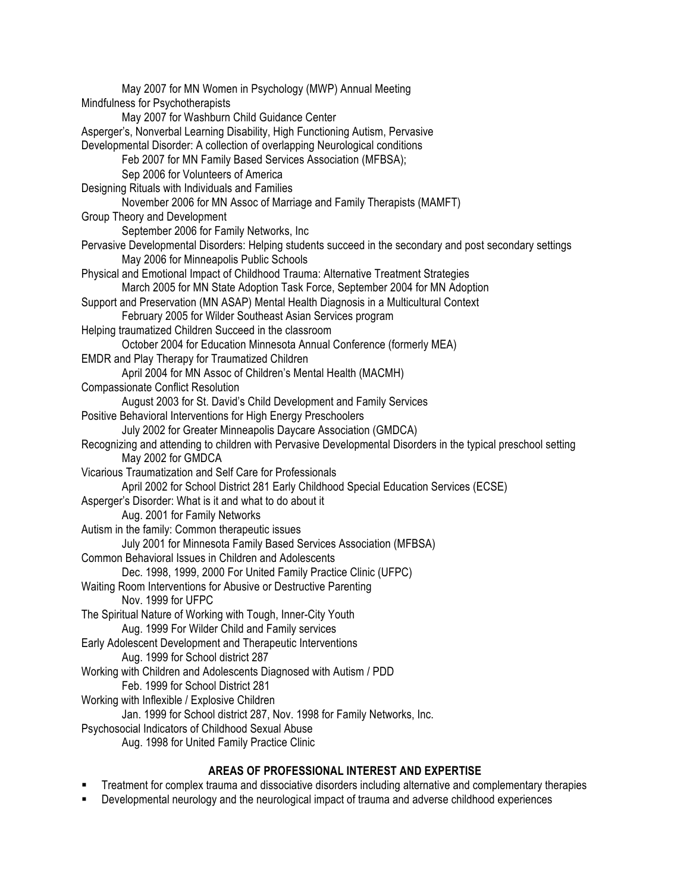May 2007 for MN Women in Psychology (MWP) Annual Meeting

Mindfulness for Psychotherapists

May 2007 for Washburn Child Guidance Center

Asperger's, Nonverbal Learning Disability, High Functioning Autism, Pervasive Developmental Disorder: A collection of overlapping Neurological conditions

Feb 2007 for MN Family Based Services Association (MFBSA);
Sep 2006 for Volunteers of America

Designing Rituals with Individuals and Families

November 2006 for MN Assoc of Marriage and Family Therapists (MAMFT)

Group Theory and Development

September 2006 for Family Networks, Inc

Pervasive Developmental Disorders: Helping students succeed in the secondary and post secondary settings

May 2006 for Minneapolis Public Schools

Physical and Emotional Impact of Childhood Trauma: Alternative Treatment Strategies

March 2005 for MN State Adoption Task Force, September 2004 for MN Adoption Support and Preservation (MN ASAP) Mental Health Diagnosis in a Multicultural Context

February 2005 for Wilder Southeast Asian Services program

Helping traumatized Children Succeed in the classroom

October 2004 for Education Minnesota Annual Conference (formerly MEA)

EMDR and Play Therapy for Traumatized Children

April 2004 for MN Assoc of Children's Mental Health (MACMH)

Compassionate Conflict Resolution

August 2003 for St. David's Child Development and Family Services

Positive Behavioral Interventions for High Energy Preschoolers

July 2002 for Greater Minneapolis Daycare Association (GMDCA)

Recognizing and attending to children with Pervasive Developmental Disorders in the typical preschool setting

May 2002 for GMDCA

Vicarious Traumatization and Self Care for Professionals

April 2002 for School District 281 Early Childhood Special Education Services (ECSE)

Asperger's Disorder: What is it and what to do about it

Aug. 2001 for Family Networks

Autism in the family: Common therapeutic issues

July 2001 for Minnesota Family Based Services Association (MFBSA)

Common Behavioral Issues in Children and Adolescents

Dec. 1998, 1999, 2000 For United Family Practice Clinic (UFPC)

Waiting Room Interventions for Abusive or Destructive Parenting

Nov. 1999 for UFPC

The Spiritual Nature of Working with Tough, Inner-City Youth

Aug. 1999 For Wilder Child and Family services

Early Adolescent Development and Therapeutic Interventions

Aug. 1999 for School district 287

Working with Children and Adolescents Diagnosed with Autism / PDD

Feb. 1999 for School District 281

Working with Inflexible / Explosive Children

Jan. 1999 for School district 287, Nov. 1998 for Family Networks, Inc.

Psychosocial Indicators of Childhood Sexual Abuse

Aug. 1998 for United Family Practice Clinic

## AREAS OF PROFESSIONAL INTEREST AND EXPERTISE

- Treatment for complex trauma and dissociative disorders including alternative and complementary therapies
- Developmental neurology and the neurological impact of trauma and adverse childhood experiences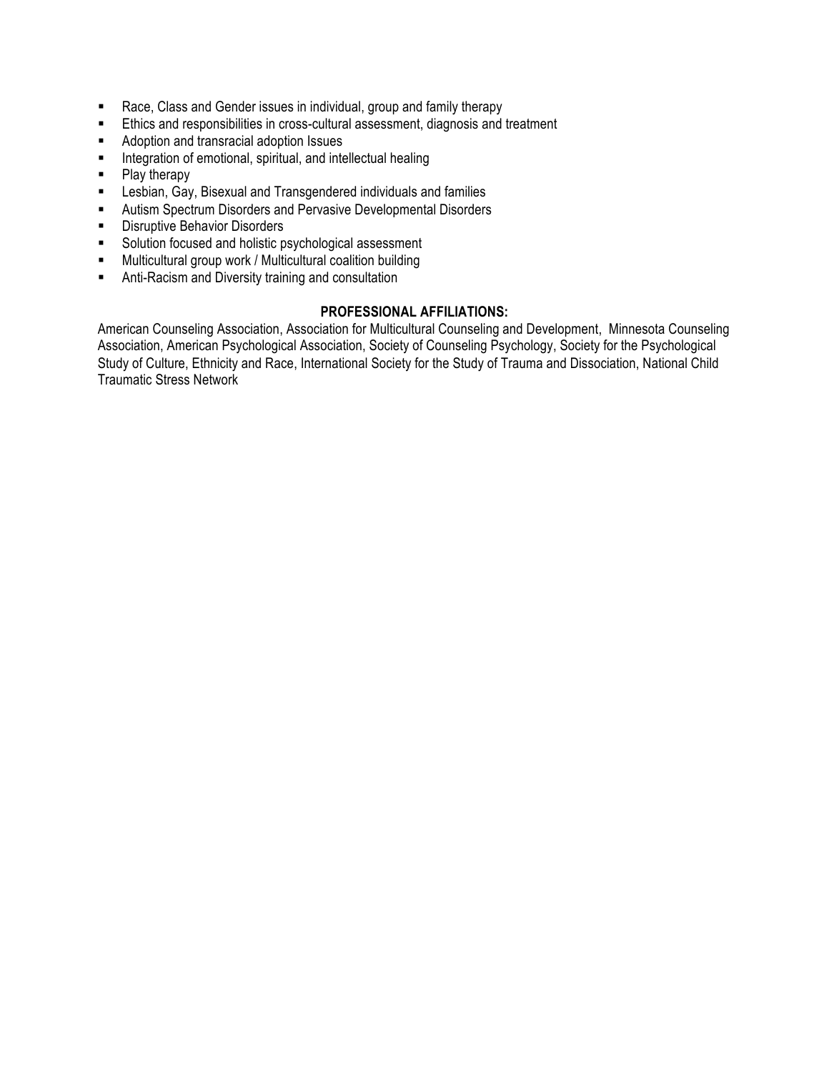- Race, Class and Gender issues in individual, group and family therapy
- Ethics and responsibilities in cross-cultural assessment, diagnosis and treatment
- Adoption and transracial adoption Issues
- Integration of emotional, spiritual, and intellectual healing
- Play therapy
- Lesbian, Gay, Bisexual and Transgendered individuals and families
- Autism Spectrum Disorders and Pervasive Developmental Disorders
- Disruptive Behavior Disorders
- Solution focused and holistic psychological assessment
- Multicultural group work / Multicultural coalition building
- Anti-Racism and Diversity training and consultation

## PROFESSIONAL AFFILIATIONS:

American Counseling Association, Association for Multicultural Counseling and Development, Minnesota Counseling Association, American Psychological Association, Society of Counseling Psychology, Society for the Psychological Study of Culture, Ethnicity and Race, International Society for the Study of Trauma and Dissociation, National Child Traumatic Stress Network